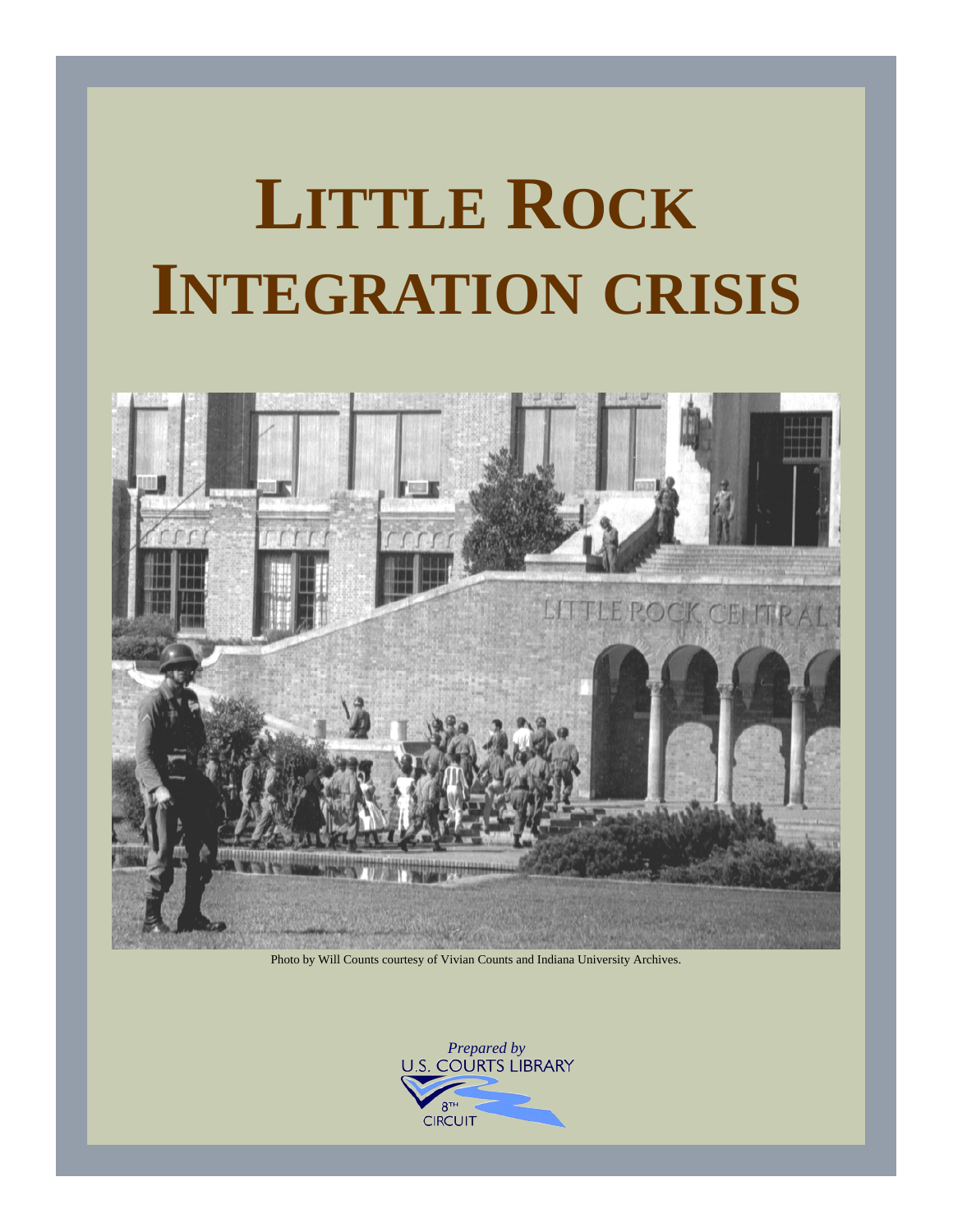# LITTLE ROCK INTEGRATION CRISIS

Photo by Will Counts courtesy of Vivian Counts and Indiana University Archives.

*Prepared by*
U.S. COURTS LIBRARY
8TH CIRCUIT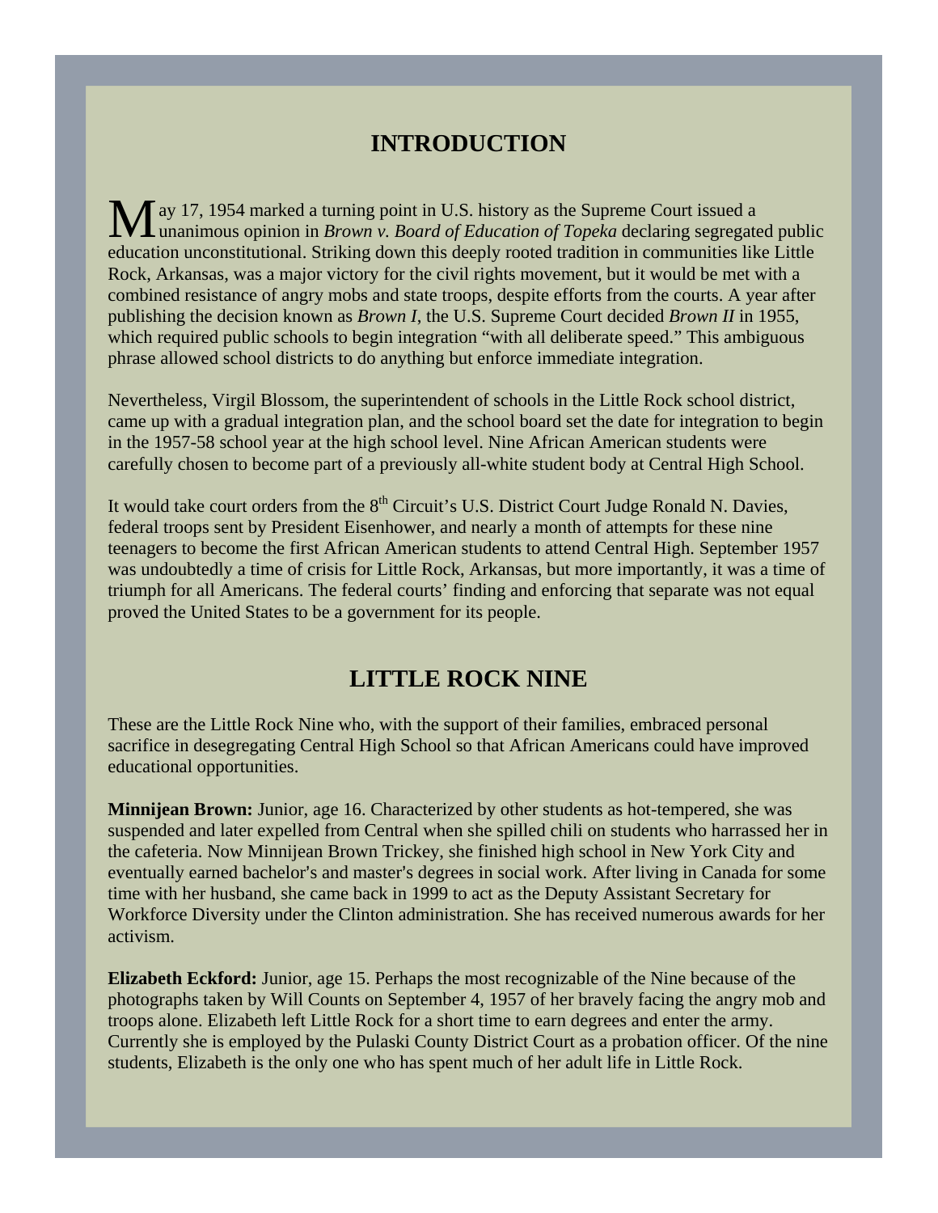## INTRODUCTION

May 17, 1954 marked a turning point in U.S. history as the Supreme Court issued a unanimous opinion in *Brown v. Board of Education of Topeka* declaring segregated public education unconstitutional. Striking down this deeply rooted tradition in communities like Little Rock, Arkansas, was a major victory for the civil rights movement, but it would be met with a combined resistance of angry mobs and state troops, despite efforts from the courts. A year after publishing the decision known as *Brown I*, the U.S. Supreme Court decided *Brown II* in 1955, which required public schools to begin integration "with all deliberate speed." This ambiguous phrase allowed school districts to do anything but enforce immediate integration.

Nevertheless, Virgil Blossom, the superintendent of schools in the Little Rock school district, came up with a gradual integration plan, and the school board set the date for integration to begin in the 1957-58 school year at the high school level. Nine African American students were carefully chosen to become part of a previously all-white student body at Central High School.

It would take court orders from the 8th Circuit's U.S. District Court Judge Ronald N. Davies, federal troops sent by President Eisenhower, and nearly a month of attempts for these nine teenagers to become the first African American students to attend Central High. September 1957 was undoubtedly a time of crisis for Little Rock, Arkansas, but more importantly, it was a time of triumph for all Americans. The federal courts' finding and enforcing that separate was not equal proved the United States to be a government for its people.

## LITTLE ROCK NINE

These are the Little Rock Nine who, with the support of their families, embraced personal sacrifice in desegregating Central High School so that African Americans could have improved educational opportunities.

**Minnijean Brown:** Junior, age 16. Characterized by other students as hot-tempered, she was suspended and later expelled from Central when she spilled chili on students who harrassed her in the cafeteria. Now Minnijean Brown Trickey, she finished high school in New York City and eventually earned bachelor's and master's degrees in social work. After living in Canada for some time with her husband, she came back in 1999 to act as the Deputy Assistant Secretary for Workforce Diversity under the Clinton administration. She has received numerous awards for her activism.

**Elizabeth Eckford:** Junior, age 15. Perhaps the most recognizable of the Nine because of the photographs taken by Will Counts on September 4, 1957 of her bravely facing the angry mob and troops alone. Elizabeth left Little Rock for a short time to earn degrees and enter the army. Currently she is employed by the Pulaski County District Court as a probation officer. Of the nine students, Elizabeth is the only one who has spent much of her adult life in Little Rock.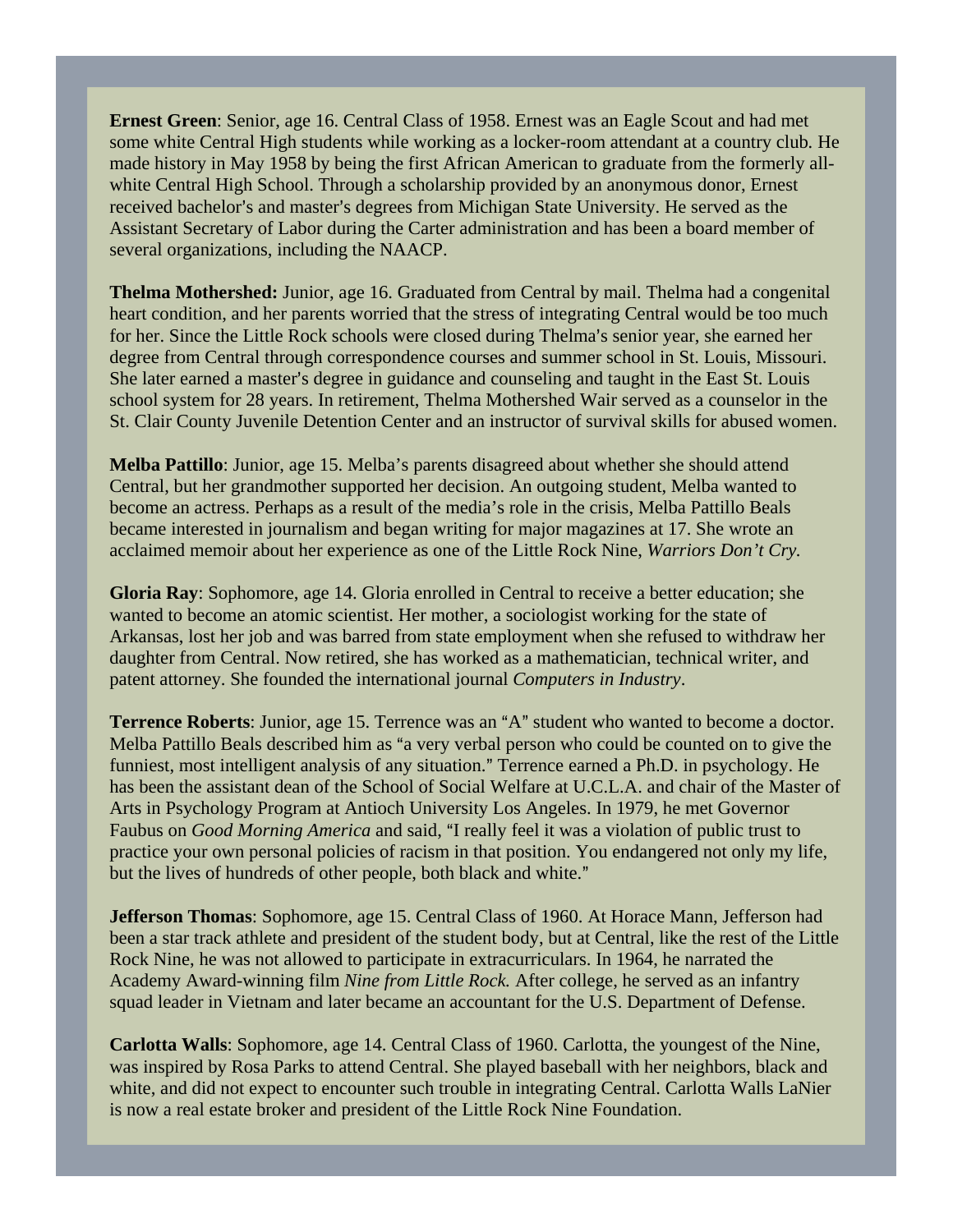**Ernest Green**: Senior, age 16. Central Class of 1958. Ernest was an Eagle Scout and had met some white Central High students while working as a locker-room attendant at a country club. He made history in May 1958 by being the first African American to graduate from the formerly all-white Central High School. Through a scholarship provided by an anonymous donor, Ernest received bachelor's and master's degrees from Michigan State University. He served as the Assistant Secretary of Labor during the Carter administration and has been a board member of several organizations, including the NAACP.

**Thelma Mothershed:** Junior, age 16. Graduated from Central by mail. Thelma had a congenital heart condition, and her parents worried that the stress of integrating Central would be too much for her. Since the Little Rock schools were closed during Thelma's senior year, she earned her degree from Central through correspondence courses and summer school in St. Louis, Missouri. She later earned a master's degree in guidance and counseling and taught in the East St. Louis school system for 28 years. In retirement, Thelma Mothershed Wair served as a counselor in the St. Clair County Juvenile Detention Center and an instructor of survival skills for abused women.

**Melba Pattillo**: Junior, age 15. Melba's parents disagreed about whether she should attend Central, but her grandmother supported her decision. An outgoing student, Melba wanted to become an actress. Perhaps as a result of the media's role in the crisis, Melba Pattillo Beals became interested in journalism and began writing for major magazines at 17. She wrote an acclaimed memoir about her experience as one of the Little Rock Nine, *Warriors Don't Cry.*

**Gloria Ray**: Sophomore, age 14. Gloria enrolled in Central to receive a better education; she wanted to become an atomic scientist. Her mother, a sociologist working for the state of Arkansas, lost her job and was barred from state employment when she refused to withdraw her daughter from Central. Now retired, she has worked as a mathematician, technical writer, and patent attorney. She founded the international journal *Computers in Industry*.

**Terrence Roberts**: Junior, age 15. Terrence was an "A" student who wanted to become a doctor. Melba Pattillo Beals described him as "a very verbal person who could be counted on to give the funniest, most intelligent analysis of any situation." Terrence earned a Ph.D. in psychology. He has been the assistant dean of the School of Social Welfare at U.C.L.A. and chair of the Master of Arts in Psychology Program at Antioch University Los Angeles. In 1979, he met Governor Faubus on *Good Morning America* and said, "I really feel it was a violation of public trust to practice your own personal policies of racism in that position. You endangered not only my life, but the lives of hundreds of other people, both black and white."

**Jefferson Thomas**: Sophomore, age 15. Central Class of 1960. At Horace Mann, Jefferson had been a star track athlete and president of the student body, but at Central, like the rest of the Little Rock Nine, he was not allowed to participate in extracurriculars. In 1964, he narrated the Academy Award-winning film *Nine from Little Rock.* After college, he served as an infantry squad leader in Vietnam and later became an accountant for the U.S. Department of Defense.

**Carlotta Walls**: Sophomore, age 14. Central Class of 1960. Carlotta, the youngest of the Nine, was inspired by Rosa Parks to attend Central. She played baseball with her neighbors, black and white, and did not expect to encounter such trouble in integrating Central. Carlotta Walls LaNier is now a real estate broker and president of the Little Rock Nine Foundation.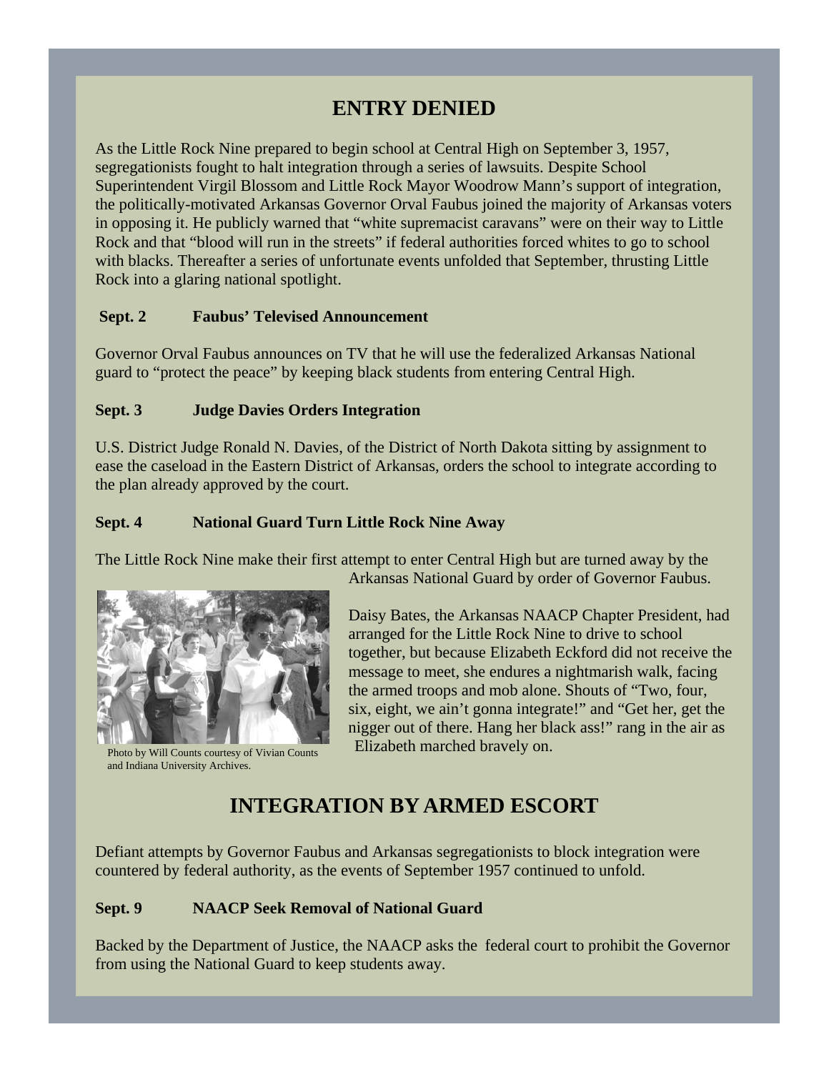# ENTRY DENIED

As the Little Rock Nine prepared to begin school at Central High on September 3, 1957, segregationists fought to halt integration through a series of lawsuits. Despite School Superintendent Virgil Blossom and Little Rock Mayor Woodrow Mann's support of integration, the politically-motivated Arkansas Governor Orval Faubus joined the majority of Arkansas voters in opposing it. He publicly warned that "white supremacist caravans" were on their way to Little Rock and that "blood will run in the streets" if federal authorities forced whites to go to school with blacks. Thereafter a series of unfortunate events unfolded that September, thrusting Little Rock into a glaring national spotlight.

**Sept. 2 Faubus' Televised Announcement**

Governor Orval Faubus announces on TV that he will use the federalized Arkansas National guard to "protect the peace" by keeping black students from entering Central High.

**Sept. 3 Judge Davies Orders Integration**

U.S. District Judge Ronald N. Davies, of the District of North Dakota sitting by assignment to ease the caseload in the Eastern District of Arkansas, orders the school to integrate according to the plan already approved by the court.

**Sept. 4 National Guard Turn Little Rock Nine Away**

The Little Rock Nine make their first attempt to enter Central High but are turned away by the Arkansas National Guard by order of Governor Faubus.

Photo by Will Counts courtesy of Vivian Counts and Indiana University Archives.

Daisy Bates, the Arkansas NAACP Chapter President, had arranged for the Little Rock Nine to drive to school together, but because Elizabeth Eckford did not receive the message to meet, she endures a nightmarish walk, facing the armed troops and mob alone. Shouts of "Two, four, six, eight, we ain't gonna integrate!" and "Get her, get the nigger out of there. Hang her black ass!" rang in the air as Elizabeth marched bravely on.

# INTEGRATION BY ARMED ESCORT

Defiant attempts by Governor Faubus and Arkansas segregationists to block integration were countered by federal authority, as the events of September 1957 continued to unfold.

**Sept. 9 NAACP Seek Removal of National Guard**

Backed by the Department of Justice, the NAACP asks the federal court to prohibit the Governor from using the National Guard to keep students away.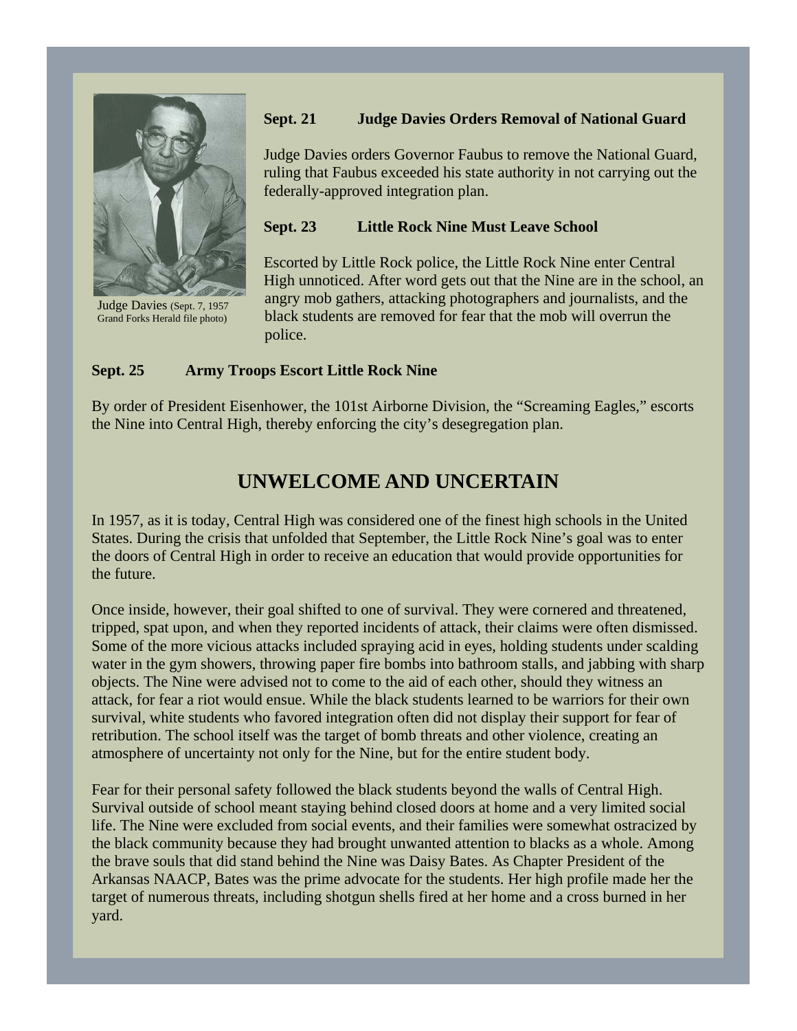Judge Davies (Sept. 7, 1957 Grand Forks Herald file photo)

**Sept. 21 Judge Davies Orders Removal of National Guard**

Judge Davies orders Governor Faubus to remove the National Guard, ruling that Faubus exceeded his state authority in not carrying out the federally-approved integration plan.

**Sept. 23 Little Rock Nine Must Leave School**

Escorted by Little Rock police, the Little Rock Nine enter Central High unnoticed. After word gets out that the Nine are in the school, an angry mob gathers, attacking photographers and journalists, and the black students are removed for fear that the mob will overrun the police.

**Sept. 25 Army Troops Escort Little Rock Nine**

By order of President Eisenhower, the 101st Airborne Division, the "Screaming Eagles," escorts the Nine into Central High, thereby enforcing the city's desegregation plan.

## UNWELCOME AND UNCERTAIN

In 1957, as it is today, Central High was considered one of the finest high schools in the United States. During the crisis that unfolded that September, the Little Rock Nine's goal was to enter the doors of Central High in order to receive an education that would provide opportunities for the future.

Once inside, however, their goal shifted to one of survival. They were cornered and threatened, tripped, spat upon, and when they reported incidents of attack, their claims were often dismissed. Some of the more vicious attacks included spraying acid in eyes, holding students under scalding water in the gym showers, throwing paper fire bombs into bathroom stalls, and jabbing with sharp objects. The Nine were advised not to come to the aid of each other, should they witness an attack, for fear a riot would ensue. While the black students learned to be warriors for their own survival, white students who favored integration often did not display their support for fear of retribution. The school itself was the target of bomb threats and other violence, creating an atmosphere of uncertainty not only for the Nine, but for the entire student body.

Fear for their personal safety followed the black students beyond the walls of Central High. Survival outside of school meant staying behind closed doors at home and a very limited social life. The Nine were excluded from social events, and their families were somewhat ostracized by the black community because they had brought unwanted attention to blacks as a whole. Among the brave souls that did stand behind the Nine was Daisy Bates. As Chapter President of the Arkansas NAACP, Bates was the prime advocate for the students. Her high profile made her the target of numerous threats, including shotgun shells fired at her home and a cross burned in her yard.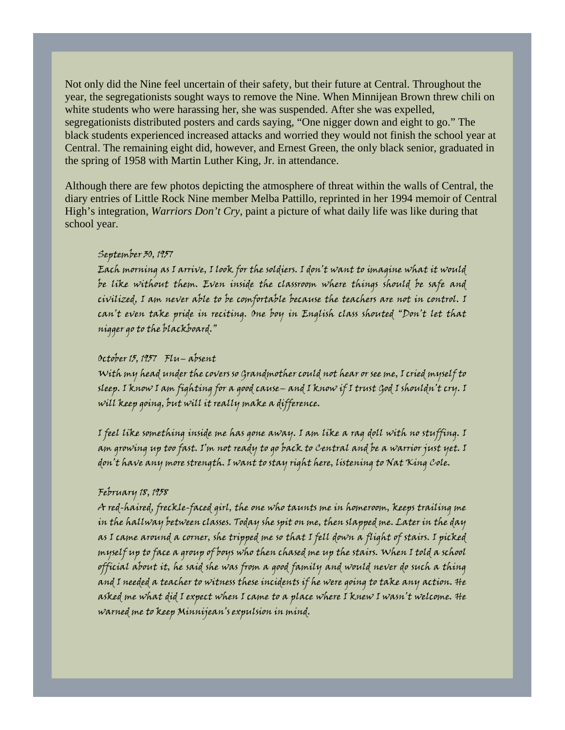Not only did the Nine feel uncertain of their safety, but their future at Central. Throughout the year, the segregationists sought ways to remove the Nine. When Minnijean Brown threw chili on white students who were harassing her, she was suspended. After she was expelled, segregationists distributed posters and cards saying, “One nigger down and eight to go.” The black students experienced increased attacks and worried they would not finish the school year at Central. The remaining eight did, however, and Ernest Green, the only black senior, graduated in the spring of 1958 with Martin Luther King, Jr. in attendance.

Although there are few photos depicting the atmosphere of threat within the walls of Central, the diary entries of Little Rock Nine member Melba Pattillo, reprinted in her 1994 memoir of Central High’s integration, *Warriors Don’t Cry*, paint a picture of what daily life was like during that school year.

> *September 30, 1957*
>
> *Each morning as I arrive, I look for the soldiers. I don’t want to imagine what it would be like without them. Even inside the classroom where things should be safe and civilized, I am never able to be comfortable because the teachers are not in control. I can’t even take pride in reciting. One boy in English class shouted “Don’t let that nigger go to the blackboard.”*
>
> *October 15, 1957 Flu– absent*
>
> *With my head under the covers so Grandmother could not hear or see me, I cried myself to sleep. I know I am fighting for a good cause– and I know if I trust God I shouldn’t cry. I will keep going, but will it really make a difference.*
>
> *I feel like something inside me has gone away. I am like a rag doll with no stuffing. I am growing up too fast. I’m not ready to go back to Central and be a warrior just yet. I don’t have any more strength. I want to stay right here, listening to Nat King Cole.*
>
> *February 18, 1958*
>
> *A red-haired, freckle-faced girl, the one who taunts me in homeroom, keeps trailing me in the hallway between classes. Today she spit on me, then slapped me. Later in the day as I came around a corner, she tripped me so that I fell down a flight of stairs. I picked myself up to face a group of boys who then chased me up the stairs. When I told a school official about it, he said she was from a good family and would never do such a thing and I needed a teacher to witness these incidents if he were going to take any action. He asked me what did I expect when I came to a place where I knew I wasn’t welcome. He warned me to keep Minnijean’s expulsion in mind.*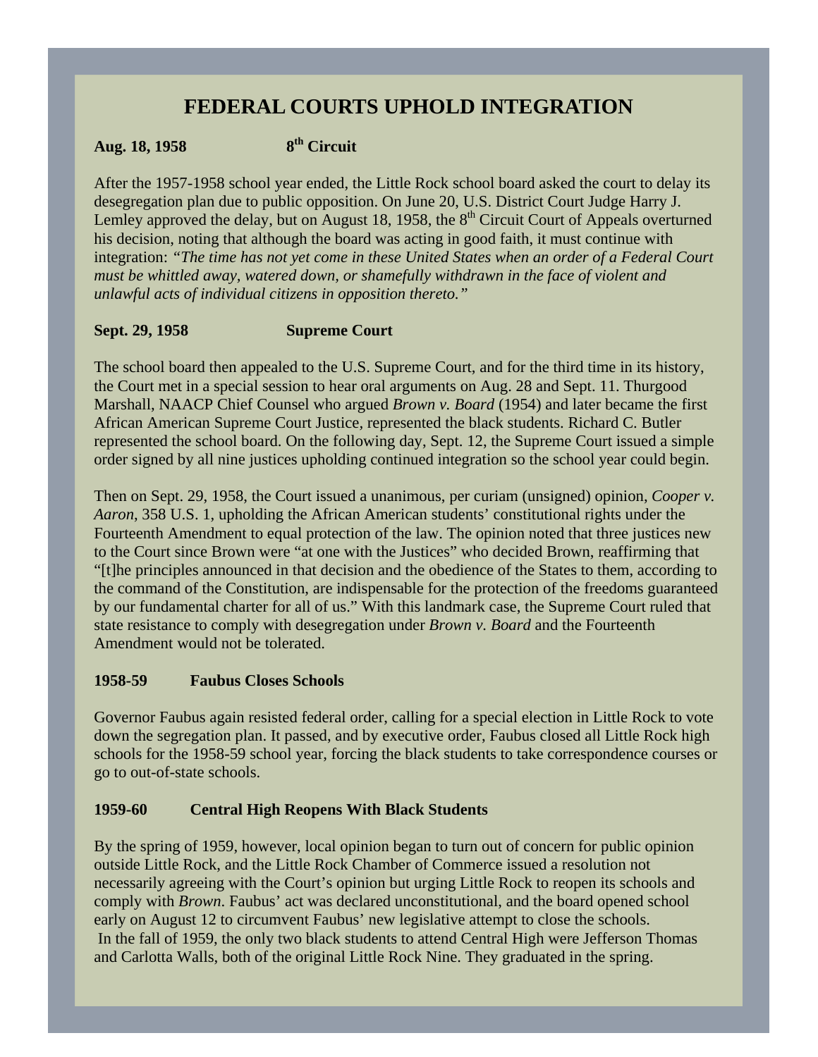# FEDERAL COURTS UPHOLD INTEGRATION

**Aug. 18, 1958 8th Circuit**

After the 1957-1958 school year ended, the Little Rock school board asked the court to delay its desegregation plan due to public opposition. On June 20, U.S. District Court Judge Harry J. Lemley approved the delay, but on August 18, 1958, the 8th Circuit Court of Appeals overturned his decision, noting that although the board was acting in good faith, it must continue with integration: *"The time has not yet come in these United States when an order of a Federal Court must be whittled away, watered down, or shamefully withdrawn in the face of violent and unlawful acts of individual citizens in opposition thereto."*

**Sept. 29, 1958 Supreme Court**

The school board then appealed to the U.S. Supreme Court, and for the third time in its history, the Court met in a special session to hear oral arguments on Aug. 28 and Sept. 11. Thurgood Marshall, NAACP Chief Counsel who argued *Brown v. Board* (1954) and later became the first African American Supreme Court Justice, represented the black students. Richard C. Butler represented the school board. On the following day, Sept. 12, the Supreme Court issued a simple order signed by all nine justices upholding continued integration so the school year could begin.

Then on Sept. 29, 1958, the Court issued a unanimous, per curiam (unsigned) opinion, *Cooper v. Aaron*, 358 U.S. 1, upholding the African American students' constitutional rights under the Fourteenth Amendment to equal protection of the law. The opinion noted that three justices new to the Court since Brown were "at one with the Justices" who decided Brown, reaffirming that "[t]he principles announced in that decision and the obedience of the States to them, according to the command of the Constitution, are indispensable for the protection of the freedoms guaranteed by our fundamental charter for all of us." With this landmark case, the Supreme Court ruled that state resistance to comply with desegregation under *Brown v. Board* and the Fourteenth Amendment would not be tolerated.

**1958-59 Faubus Closes Schools**

Governor Faubus again resisted federal order, calling for a special election in Little Rock to vote down the segregation plan. It passed, and by executive order, Faubus closed all Little Rock high schools for the 1958-59 school year, forcing the black students to take correspondence courses or go to out-of-state schools.

**1959-60 Central High Reopens With Black Students**

By the spring of 1959, however, local opinion began to turn out of concern for public opinion outside Little Rock, and the Little Rock Chamber of Commerce issued a resolution not necessarily agreeing with the Court's opinion but urging Little Rock to reopen its schools and comply with *Brown*. Faubus' act was declared unconstitutional, and the board opened school early on August 12 to circumvent Faubus' new legislative attempt to close the schools.
In the fall of 1959, the only two black students to attend Central High were Jefferson Thomas and Carlotta Walls, both of the original Little Rock Nine. They graduated in the spring.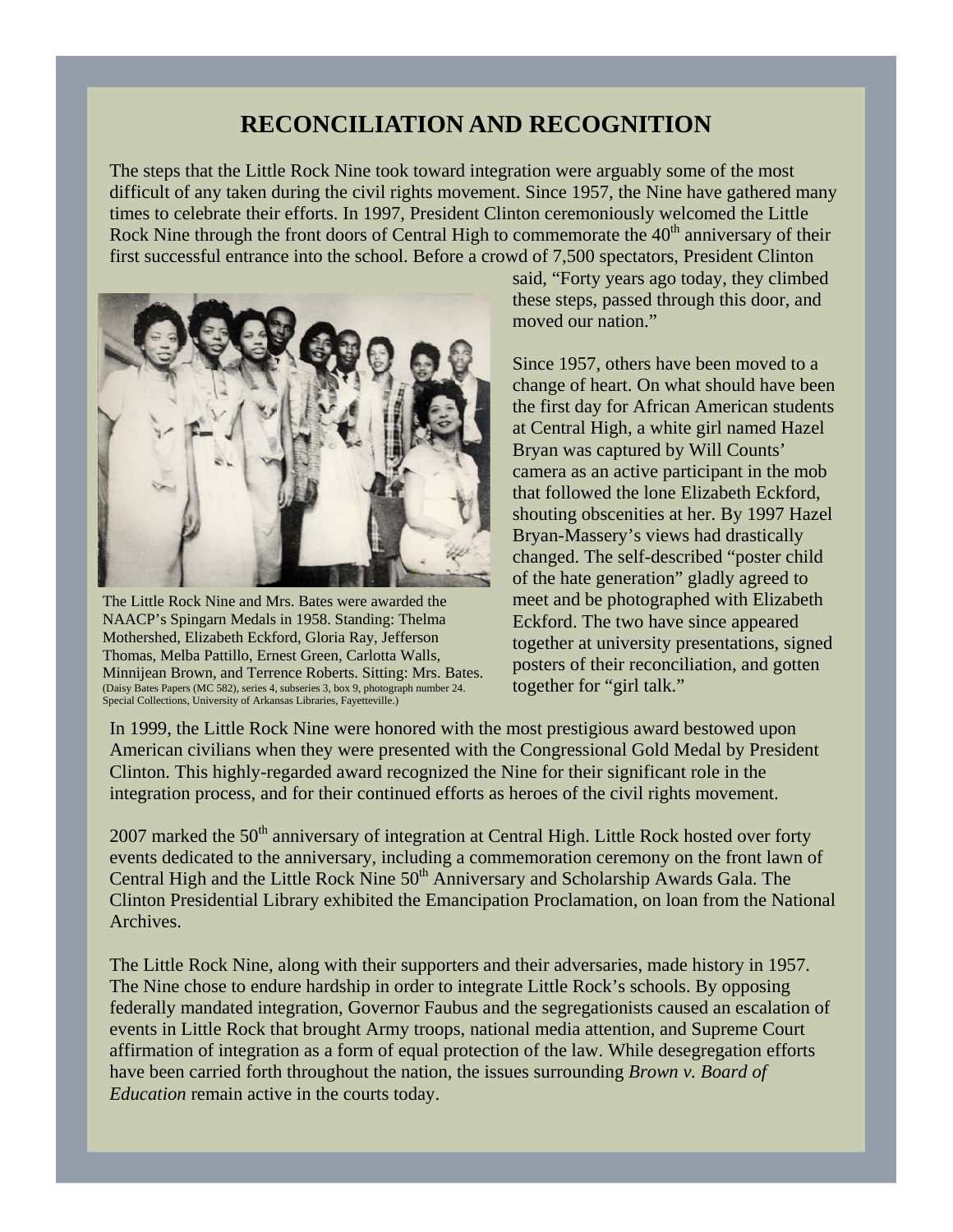## RECONCILIATION AND RECOGNITION

The steps that the Little Rock Nine took toward integration were arguably some of the most difficult of any taken during the civil rights movement. Since 1957, the Nine have gathered many times to celebrate their efforts. In 1997, President Clinton ceremoniously welcomed the Little Rock Nine through the front doors of Central High to commemorate the 40th anniversary of their first successful entrance into the school. Before a crowd of 7,500 spectators, President Clinton said, "Forty years ago today, they climbed these steps, passed through this door, and moved our nation."

Since 1957, others have been moved to a change of heart. On what should have been the first day for African American students at Central High, a white girl named Hazel Bryan was captured by Will Counts' camera as an active participant in the mob that followed the lone Elizabeth Eckford, shouting obscenities at her. By 1997 Hazel Bryan-Massery's views had drastically changed. The self-described "poster child of the hate generation" gladly agreed to meet and be photographed with Elizabeth Eckford. The two have since appeared together at university presentations, signed posters of their reconciliation, and gotten together for "girl talk."

The Little Rock Nine and Mrs. Bates were awarded the NAACP's Spingarn Medals in 1958. Standing: Thelma Mothershed, Elizabeth Eckford, Gloria Ray, Jefferson Thomas, Melba Pattillo, Ernest Green, Carlotta Walls, Minnijean Brown, and Terrence Roberts. Sitting: Mrs. Bates. (Daisy Bates Papers (MC 582), series 4, subseries 3, box 9, photograph number 24. Special Collections, University of Arkansas Libraries, Fayetteville.)

In 1999, the Little Rock Nine were honored with the most prestigious award bestowed upon American civilians when they were presented with the Congressional Gold Medal by President Clinton. This highly-regarded award recognized the Nine for their significant role in the integration process, and for their continued efforts as heroes of the civil rights movement.

2007 marked the 50th anniversary of integration at Central High. Little Rock hosted over forty events dedicated to the anniversary, including a commemoration ceremony on the front lawn of Central High and the Little Rock Nine 50th Anniversary and Scholarship Awards Gala. The Clinton Presidential Library exhibited the Emancipation Proclamation, on loan from the National Archives.

The Little Rock Nine, along with their supporters and their adversaries, made history in 1957. The Nine chose to endure hardship in order to integrate Little Rock's schools. By opposing federally mandated integration, Governor Faubus and the segregationists caused an escalation of events in Little Rock that brought Army troops, national media attention, and Supreme Court affirmation of integration as a form of equal protection of the law. While desegregation efforts have been carried forth throughout the nation, the issues surrounding *Brown v. Board of Education* remain active in the courts today.